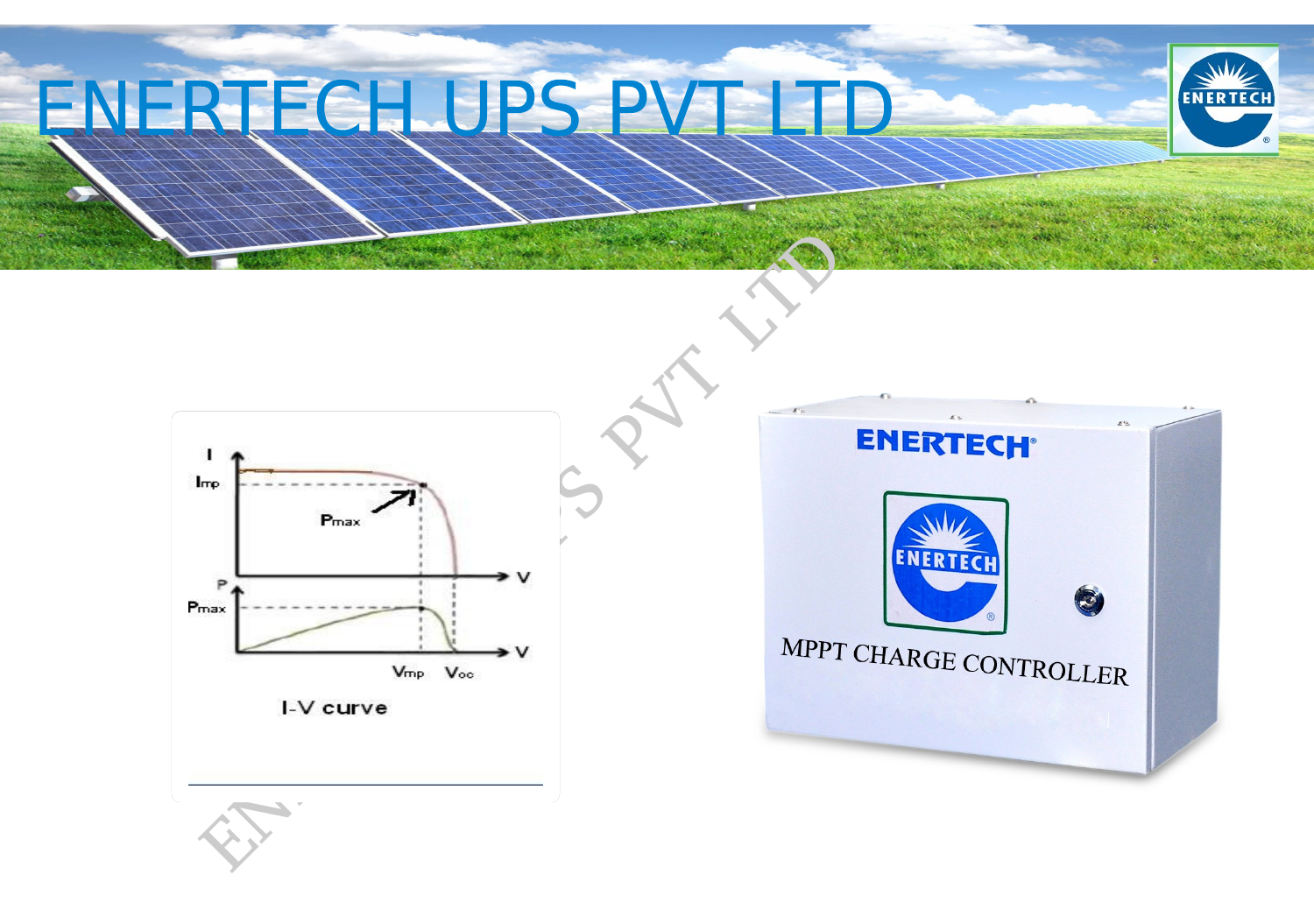# ENERTECH UPS PVT LTD

I-V curve

MPPT CHARGE CONTROLLER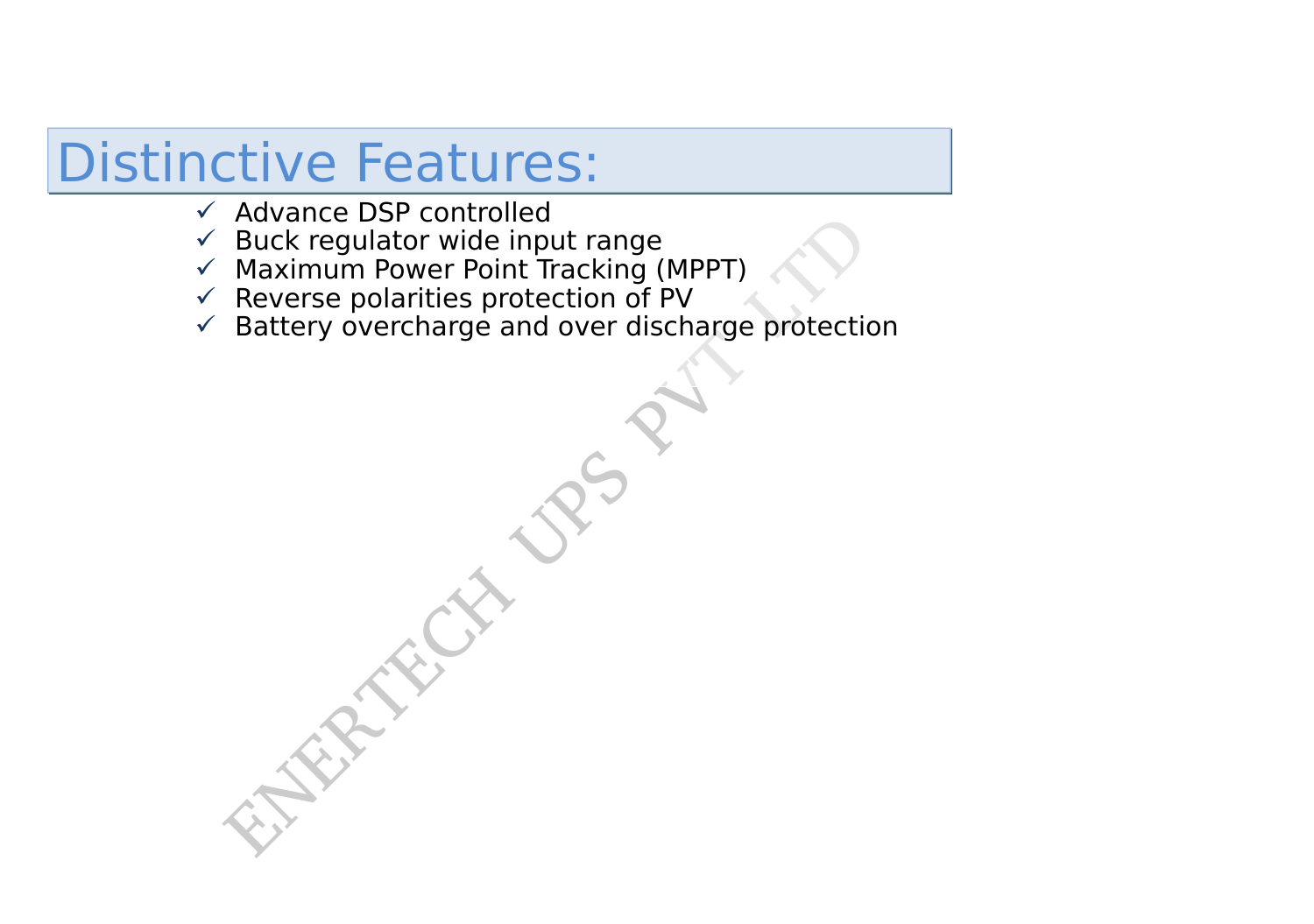# Distinctive Features:

- ✓ Advance DSP controlled
- ✓ Buck regulator wide input range
- ✓ Maximum Power Point Tracking (MPPT)
- ✓ Reverse polarities protection of PV
- ✓ Battery overcharge and over discharge protection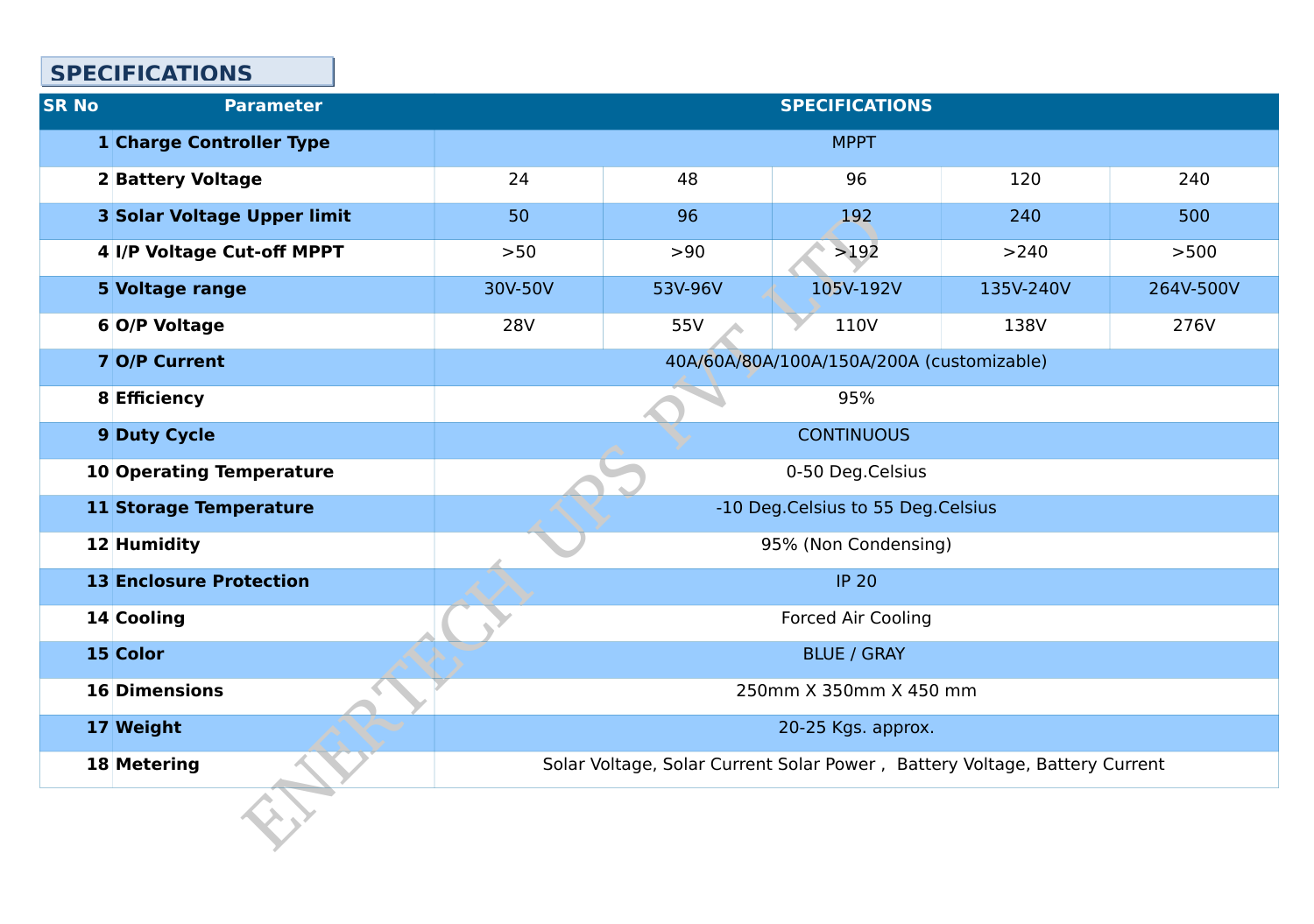## SPECIFICATIONS

| SR No | Parameter | SPECIFICATIONS | | | | |
|---|---|---|---|---|---|---|
| 1 | **Charge Controller Type** | MPPT | | | | |
| 2 | **Battery Voltage** | 24 | 48 | 96 | 120 | 240 |
| 3 | **Solar Voltage Upper limit** | 50 | 96 | 192 | 240 | 500 |
| 4 | **I/P Voltage Cut-off MPPT** | >50 | >90 | >192 | >240 | >500 |
| 5 | **Voltage range** | 30V-50V | 53V-96V | 105V-192V | 135V-240V | 264V-500V |
| 6 | **O/P Voltage** | 28V | 55V | 110V | 138V | 276V |
| 7 | **O/P Current** | 40A/60A/80A/100A/150A/200A (customizable) | | | | |
| 8 | **Efficiency** | 95% | | | | |
| 9 | **Duty Cycle** | CONTINUOUS | | | | |
| 10 | **Operating Temperature** | 0-50 Deg.Celsius | | | | |
| 11 | **Storage Temperature** | -10 Deg.Celsius to 55 Deg.Celsius | | | | |
| 12 | **Humidity** | 95% (Non Condensing) | | | | |
| 13 | **Enclosure Protection** | IP 20 | | | | |
| 14 | **Cooling** | Forced Air Cooling | | | | |
| 15 | **Color** | BLUE / GRAY | | | | |
| 16 | **Dimensions** | 250mm X 350mm X 450 mm | | | | |
| 17 | **Weight** | 20-25 Kgs. approx. | | | | |
| 18 | **Metering** | Solar Voltage, Solar Current Solar Power , Battery Voltage, Battery Current | | | | |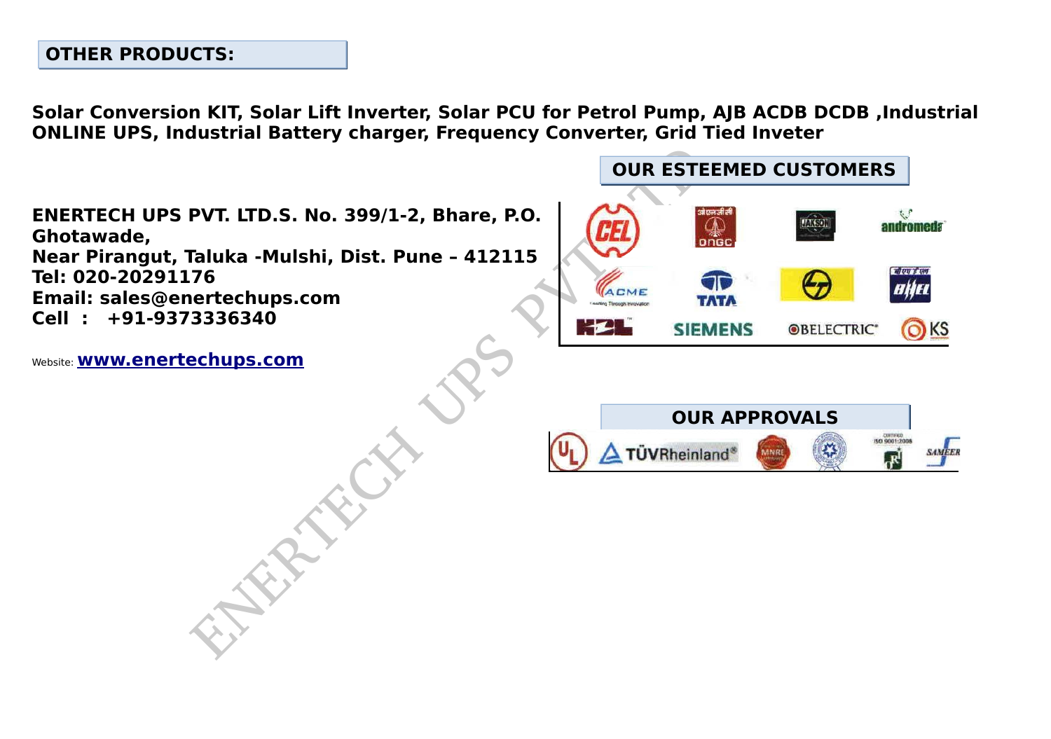## OTHER PRODUCTS:

**Solar Conversion KIT, Solar Lift Inverter, Solar PCU for Petrol Pump, AJB ACDB DCDB ,Industrial ONLINE UPS, Industrial Battery charger, Frequency Converter, Grid Tied Inveter**

**ENERTECH UPS PVT. LTD.S. No. 399/1-2, Bhare, P.O. Ghotawade,**
**Near Pirangut, Taluka -Mulshi, Dist. Pune – 412115**
**Tel: 020-20291176**
**Email: sales@enertechups.com**
**Cell : +91-9373336340**

Website: **www.enertechups.com**

## OUR ESTEEMED CUSTOMERS

CEL, ONGC, JAKSON, andromeda, ACME, TATA, L&T, BHEL, HBL, SIEMENS, BELECTRIC, KS

## OUR APPROVALS

UL, TÜVRheinland, MNRE, ISO 9001:2008, SAMEER